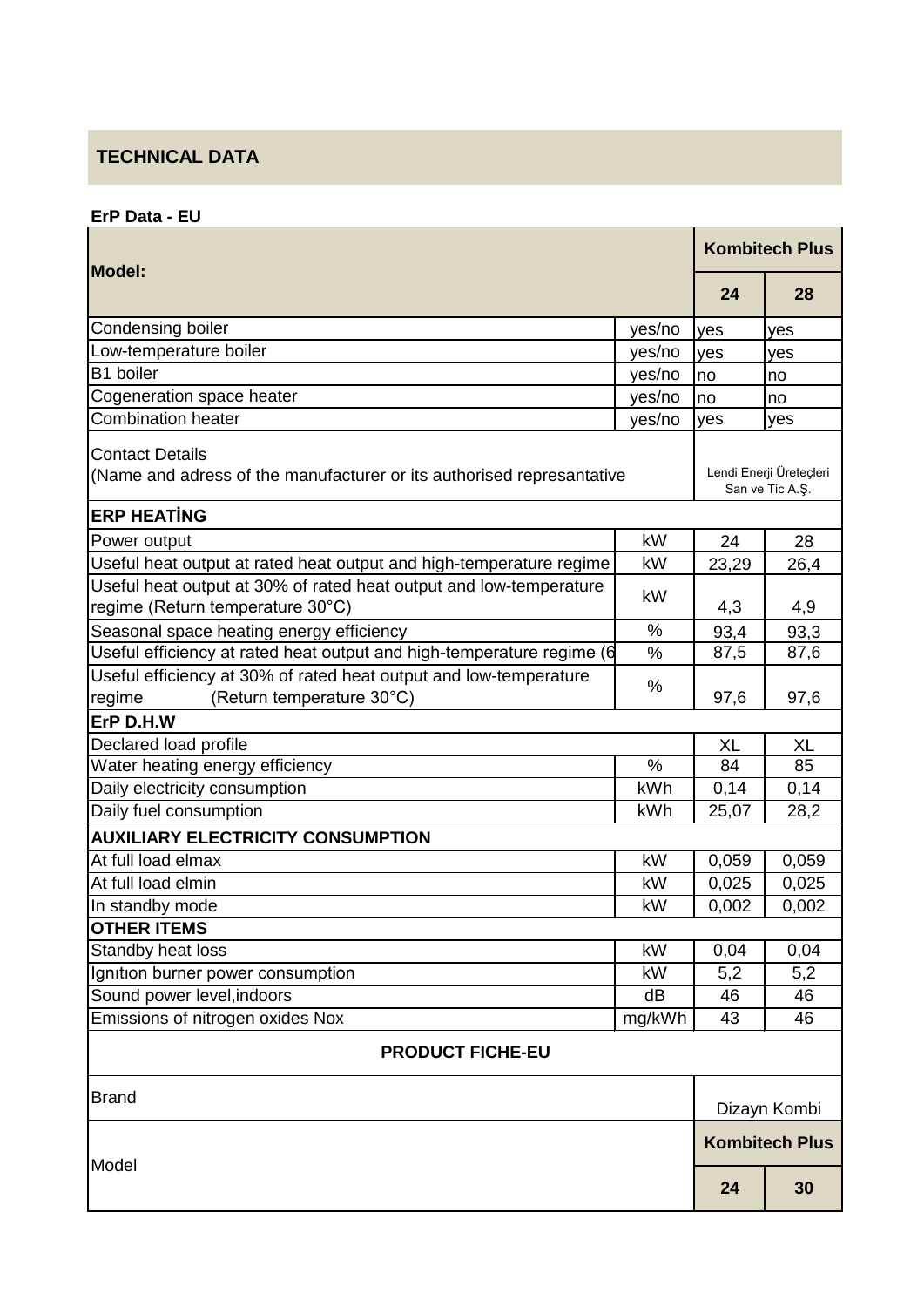## TECHNICAL DATA

**ErP Data - EU**

| **Model:** | | **Kombitech Plus** | |
|---|---|---|---|
| | | **24** | **28** |
| Condensing boiler | yes/no | yes | yes |
| Low-temperature boiler | yes/no | yes | yes |
| B1 boiler | yes/no | no | no |
| Cogeneration space heater | yes/no | no | no |
| Combination heater | yes/no | yes | yes |
| Contact Details (Name and adress of the manufacturer or its authorised represantative | | Lendi Enerji Üreteçleri San ve Tic A.Ş. | |
| **ERP HEATİNG** | | | |
| Power output | kW | 24 | 28 |
| Useful heat output at rated heat output and high-temperature regime | kW | 23,29 | 26,4 |
| Useful heat output at 30% of rated heat output and low-temperature regime (Return temperature 30°C) | kW | 4,3 | 4,9 |
| Seasonal space heating energy efficiency | % | 93,4 | 93,3 |
| Useful efficiency at rated heat output and high-temperature regime (6 | % | 87,5 | 87,6 |
| Useful efficiency at 30% of rated heat output and low-temperature regime (Return temperature 30°C) | % | 97,6 | 97,6 |
| **ErP D.H.W** | | | |
| Declared load profile | | XL | XL |
| Water heating energy efficiency | % | 84 | 85 |
| Daily electricity consumption | kWh | 0,14 | 0,14 |
| Daily fuel consumption | kWh | 25,07 | 28,2 |
| **AUXILIARY ELECTRICITY CONSUMPTION** | | | |
| At full load elmax | kW | 0,059 | 0,059 |
| At full load elmin | kW | 0,025 | 0,025 |
| In standby mode | kW | 0,002 | 0,002 |
| **OTHER ITEMS** | | | |
| Standby heat loss | kW | 0,04 | 0,04 |
| Ignıtıon burner power consumption | kW | 5,2 | 5,2 |
| Sound power level,indoors | dB | 46 | 46 |
| Emissions of nitrogen oxides Nox | mg/kWh | 43 | 46 |

**PRODUCT FICHE-EU**

| Brand | Dizayn Kombi | |
|---|---|---|
| Model | **Kombitech Plus** | |
| | **24** | **30** |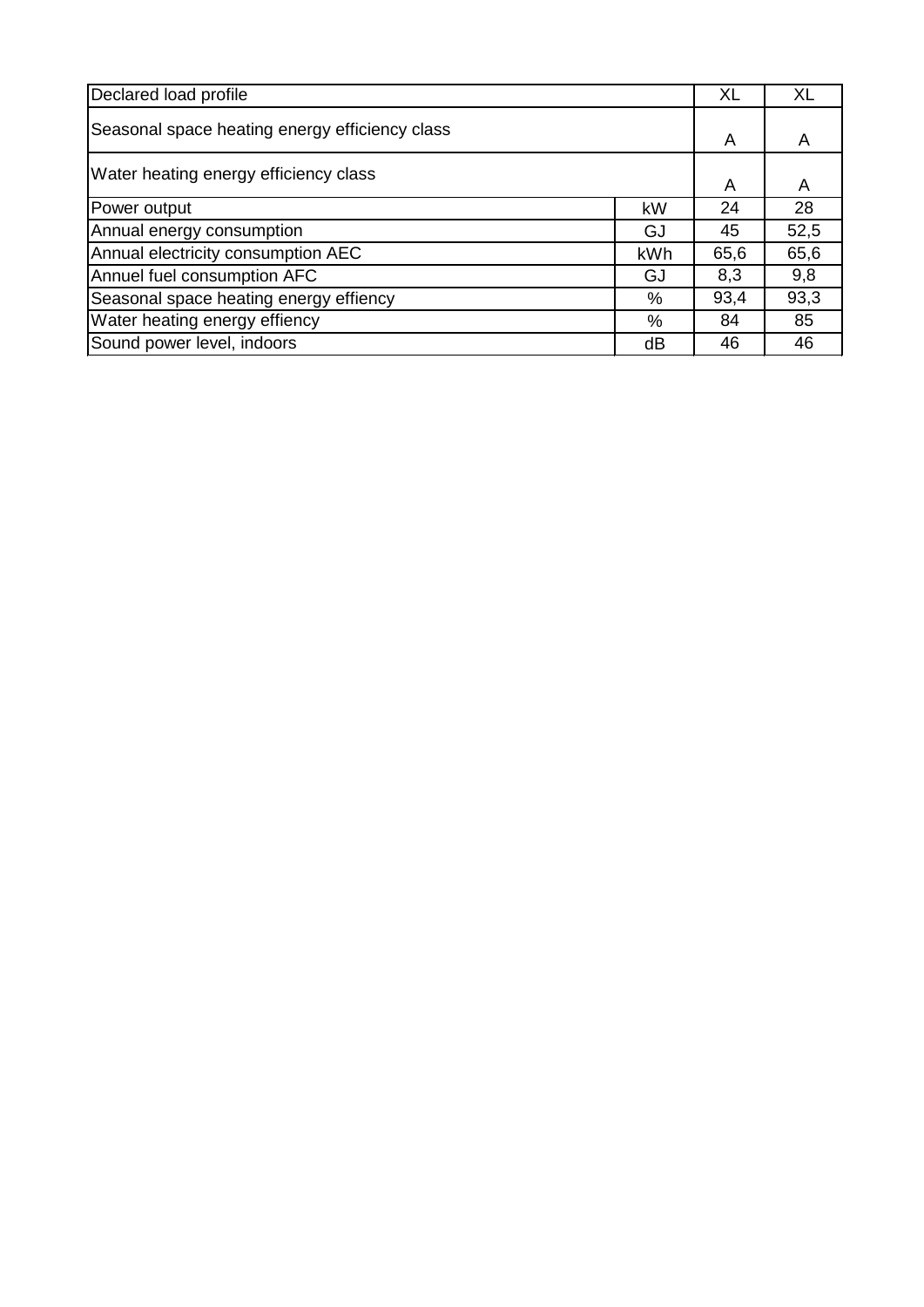| | | | |
|---|---|---|---|
| Declared load profile | | XL | XL |
| Seasonal space heating energy efficiency class | | A | A |
| Water heating energy efficiency class | | A | A |
| Power output | kW | 24 | 28 |
| Annual energy consumption | GJ | 45 | 52,5 |
| Annual electricity consumption AEC | kWh | 65,6 | 65,6 |
| Annuel fuel consumption AFC | GJ | 8,3 | 9,8 |
| Seasonal space heating energy effiency | % | 93,4 | 93,3 |
| Water heating energy effiency | % | 84 | 85 |
| Sound power level, indoors | dB | 46 | 46 |